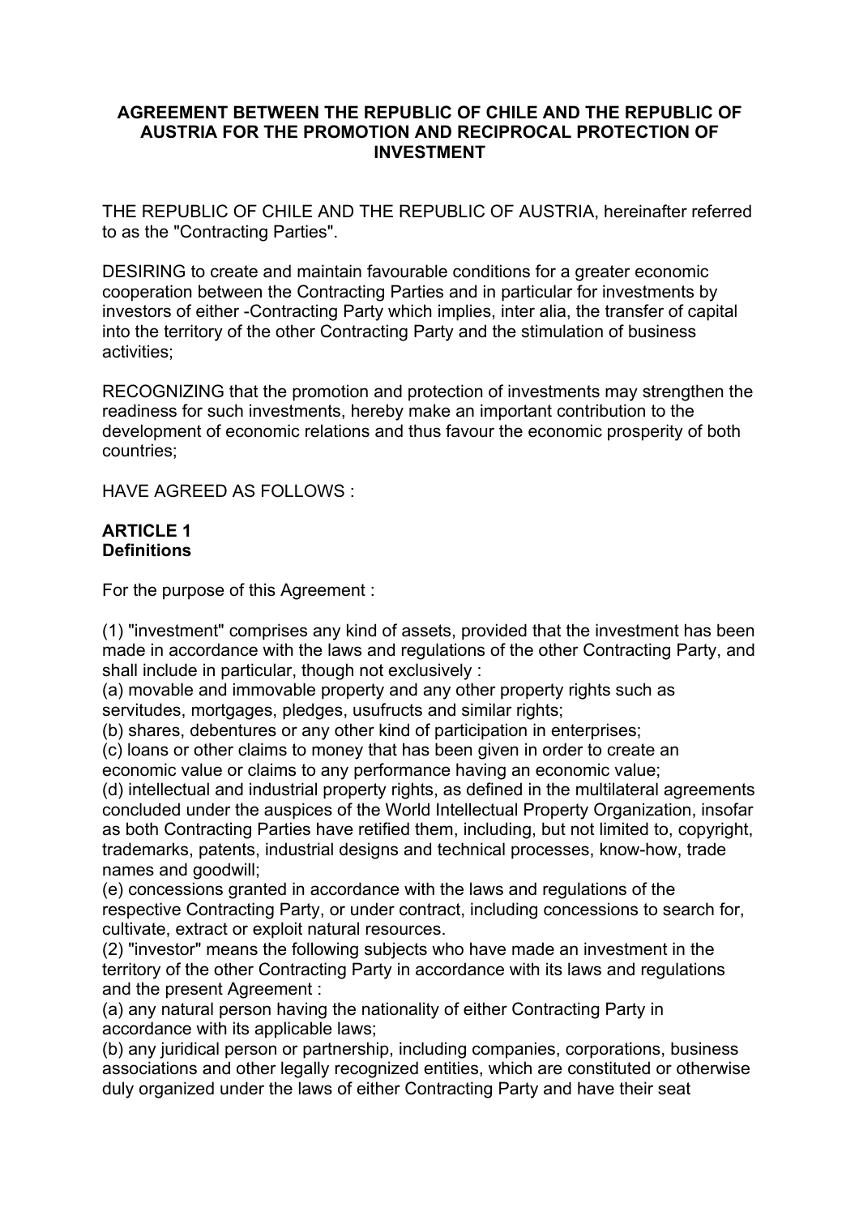# AGREEMENT BETWEEN THE REPUBLIC OF CHILE AND THE REPUBLIC OF AUSTRIA FOR THE PROMOTION AND RECIPROCAL PROTECTION OF INVESTMENT

THE REPUBLIC OF CHILE AND THE REPUBLIC OF AUSTRIA, hereinafter referred to as the "Contracting Parties".

DESIRING to create and maintain favourable conditions for a greater economic cooperation between the Contracting Parties and in particular for investments by investors of either -Contracting Party which implies, inter alia, the transfer of capital into the territory of the other Contracting Party and the stimulation of business activities;

RECOGNIZING that the promotion and protection of investments may strengthen the readiness for such investments, hereby make an important contribution to the development of economic relations and thus favour the economic prosperity of both countries;

HAVE AGREED AS FOLLOWS :

## ARTICLE 1
**Definitions**

For the purpose of this Agreement :

(1) "investment" comprises any kind of assets, provided that the investment has been made in accordance with the laws and regulations of the other Contracting Party, and shall include in particular, though not exclusively :
(a) movable and immovable property and any other property rights such as servitudes, mortgages, pledges, usufructs and similar rights;
(b) shares, debentures or any other kind of participation in enterprises;
(c) loans or other claims to money that has been given in order to create an economic value or claims to any performance having an economic value;
(d) intellectual and industrial property rights, as defined in the multilateral agreements concluded under the auspices of the World Intellectual Property Organization, insofar as both Contracting Parties have retified them, including, but not limited to, copyright, trademarks, patents, industrial designs and technical processes, know-how, trade names and goodwill;
(e) concessions granted in accordance with the laws and regulations of the respective Contracting Party, or under contract, including concessions to search for, cultivate, extract or exploit natural resources.
(2) "investor" means the following subjects who have made an investment in the territory of the other Contracting Party in accordance with its laws and regulations and the present Agreement :
(a) any natural person having the nationality of either Contracting Party in accordance with its applicable laws;
(b) any juridical person or partnership, including companies, corporations, business associations and other legally recognized entities, which are constituted or otherwise duly organized under the laws of either Contracting Party and have their seat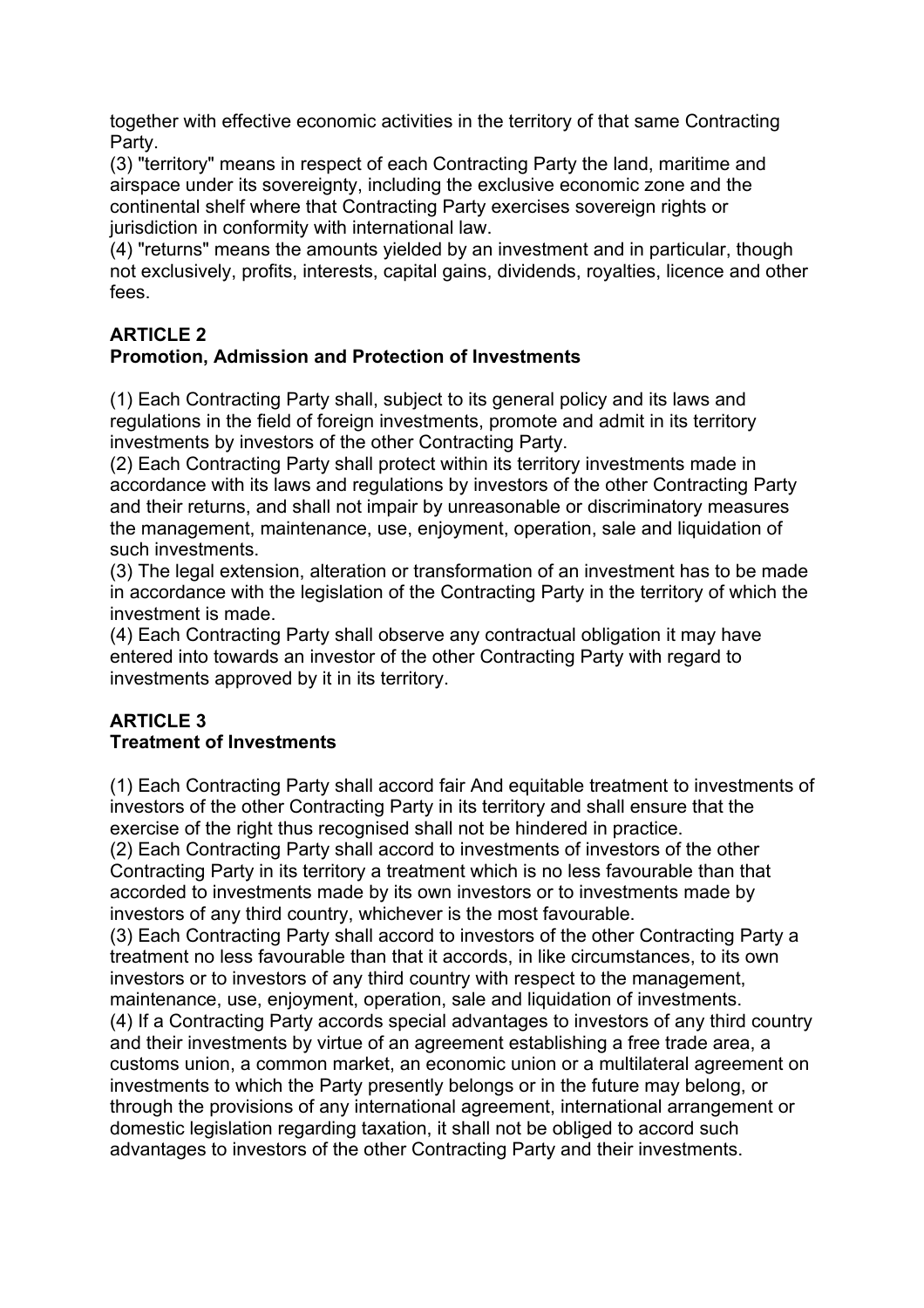together with effective economic activities in the territory of that same Contracting Party.

(3) "territory" means in respect of each Contracting Party the land, maritime and airspace under its sovereignty, including the exclusive economic zone and the continental shelf where that Contracting Party exercises sovereign rights or jurisdiction in conformity with international law.

(4) "returns" means the amounts yielded by an investment and in particular, though not exclusively, profits, interests, capital gains, dividends, royalties, licence and other fees.

## ARTICLE 2
## Promotion, Admission and Protection of Investments

(1) Each Contracting Party shall, subject to its general policy and its laws and regulations in the field of foreign investments, promote and admit in its territory investments by investors of the other Contracting Party.

(2) Each Contracting Party shall protect within its territory investments made in accordance with its laws and regulations by investors of the other Contracting Party and their returns, and shall not impair by unreasonable or discriminatory measures the management, maintenance, use, enjoyment, operation, sale and liquidation of such investments.

(3) The legal extension, alteration or transformation of an investment has to be made in accordance with the legislation of the Contracting Party in the territory of which the investment is made.

(4) Each Contracting Party shall observe any contractual obligation it may have entered into towards an investor of the other Contracting Party with regard to investments approved by it in its territory.

## ARTICLE 3
## Treatment of Investments

(1) Each Contracting Party shall accord fair And equitable treatment to investments of investors of the other Contracting Party in its territory and shall ensure that the exercise of the right thus recognised shall not be hindered in practice.

(2) Each Contracting Party shall accord to investments of investors of the other Contracting Party in its territory a treatment which is no less favourable than that accorded to investments made by its own investors or to investments made by investors of any third country, whichever is the most favourable.

(3) Each Contracting Party shall accord to investors of the other Contracting Party a treatment no less favourable than that it accords, in like circumstances, to its own investors or to investors of any third country with respect to the management, maintenance, use, enjoyment, operation, sale and liquidation of investments.

(4) If a Contracting Party accords special advantages to investors of any third country and their investments by virtue of an agreement establishing a free trade area, a customs union, a common market, an economic union or a multilateral agreement on investments to which the Party presently belongs or in the future may belong, or through the provisions of any international agreement, international arrangement or domestic legislation regarding taxation, it shall not be obliged to accord such advantages to investors of the other Contracting Party and their investments.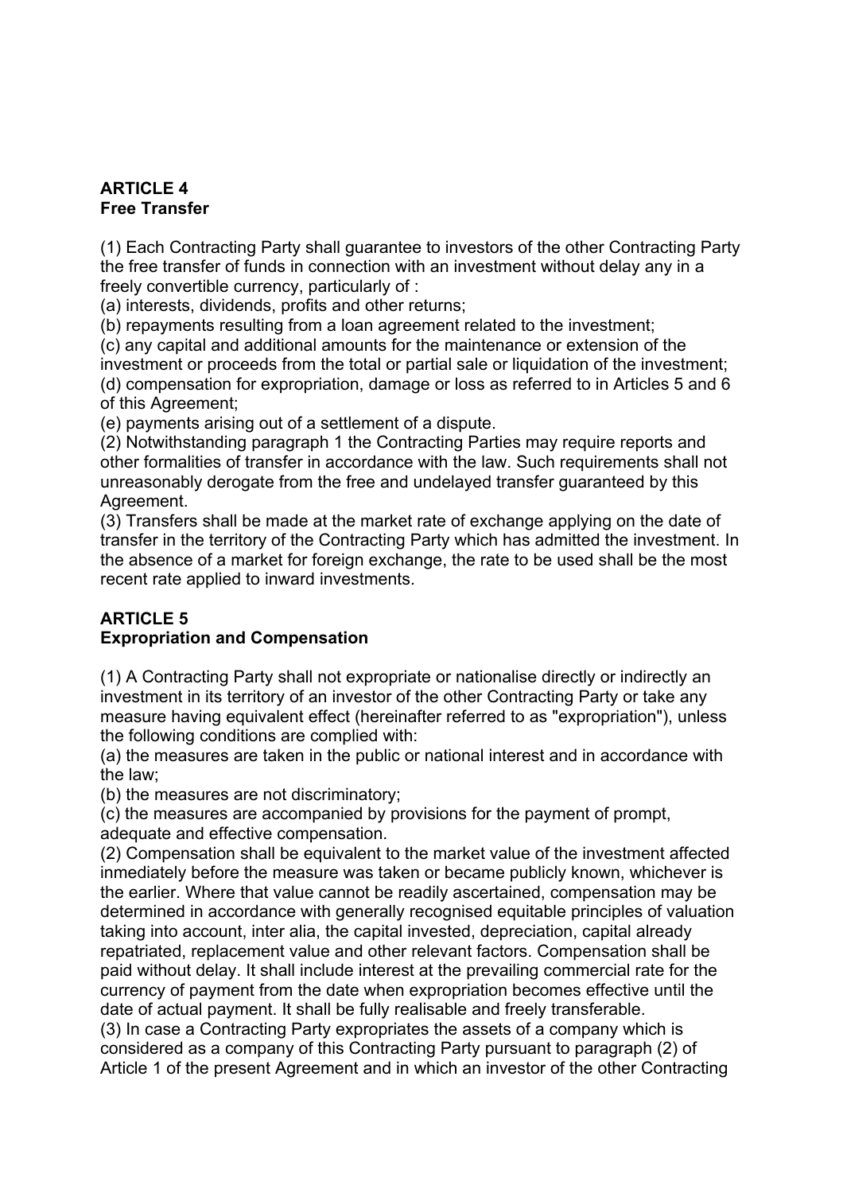**ARTICLE 4**
**Free Transfer**

(1) Each Contracting Party shall guarantee to investors of the other Contracting Party the free transfer of funds in connection with an investment without delay any in a freely convertible currency, particularly of :
(a) interests, dividends, profits and other returns;
(b) repayments resulting from a loan agreement related to the investment;
(c) any capital and additional amounts for the maintenance or extension of the investment or proceeds from the total or partial sale or liquidation of the investment;
(d) compensation for expropriation, damage or loss as referred to in Articles 5 and 6 of this Agreement;
(e) payments arising out of a settlement of a dispute.
(2) Notwithstanding paragraph 1 the Contracting Parties may require reports and other formalities of transfer in accordance with the law. Such requirements shall not unreasonably derogate from the free and undelayed transfer guaranteed by this Agreement.
(3) Transfers shall be made at the market rate of exchange applying on the date of transfer in the territory of the Contracting Party which has admitted the investment. In the absence of a market for foreign exchange, the rate to be used shall be the most recent rate applied to inward investments.

**ARTICLE 5**
**Expropriation and Compensation**

(1) A Contracting Party shall not expropriate or nationalise directly or indirectly an investment in its territory of an investor of the other Contracting Party or take any measure having equivalent effect (hereinafter referred to as "expropriation"), unless the following conditions are complied with:
(a) the measures are taken in the public or national interest and in accordance with the law;
(b) the measures are not discriminatory;
(c) the measures are accompanied by provisions for the payment of prompt, adequate and effective compensation.
(2) Compensation shall be equivalent to the market value of the investment affected inmediately before the measure was taken or became publicly known, whichever is the earlier. Where that value cannot be readily ascertained, compensation may be determined in accordance with generally recognised equitable principles of valuation taking into account, inter alia, the capital invested, depreciation, capital already repatriated, replacement value and other relevant factors. Compensation shall be paid without delay. It shall include interest at the prevailing commercial rate for the currency of payment from the date when expropriation becomes effective until the date of actual payment. It shall be fully realisable and freely transferable.
(3) In case a Contracting Party expropriates the assets of a company which is considered as a company of this Contracting Party pursuant to paragraph (2) of Article 1 of the present Agreement and in which an investor of the other Contracting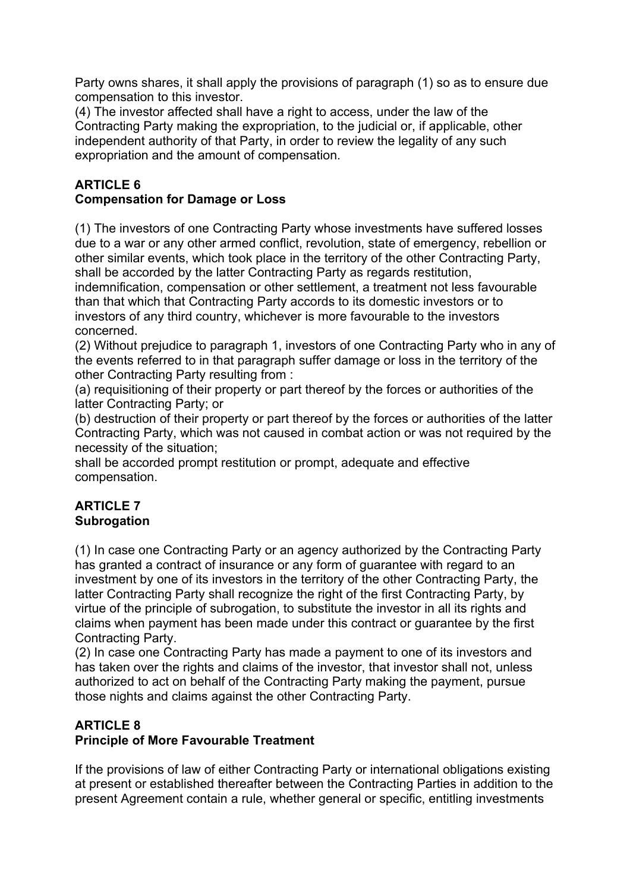Party owns shares, it shall apply the provisions of paragraph (1) so as to ensure due compensation to this investor.

(4) The investor affected shall have a right to access, under the law of the Contracting Party making the expropriation, to the judicial or, if applicable, other independent authority of that Party, in order to review the legality of any such expropriation and the amount of compensation.

## ARTICLE 6
## Compensation for Damage or Loss

(1) The investors of one Contracting Party whose investments have suffered losses due to a war or any other armed conflict, revolution, state of emergency, rebellion or other similar events, which took place in the territory of the other Contracting Party, shall be accorded by the latter Contracting Party as regards restitution, indemnification, compensation or other settlement, a treatment not less favourable than that which that Contracting Party accords to its domestic investors or to investors of any third country, whichever is more favourable to the investors concerned.

(2) Without prejudice to paragraph 1, investors of one Contracting Party who in any of the events referred to in that paragraph suffer damage or loss in the territory of the other Contracting Party resulting from :

(a) requisitioning of their property or part thereof by the forces or authorities of the latter Contracting Party; or

(b) destruction of their property or part thereof by the forces or authorities of the latter Contracting Party, which was not caused in combat action or was not required by the necessity of the situation;

shall be accorded prompt restitution or prompt, adequate and effective compensation.

## ARTICLE 7
## Subrogation

(1) In case one Contracting Party or an agency authorized by the Contracting Party has granted a contract of insurance or any form of guarantee with regard to an investment by one of its investors in the territory of the other Contracting Party, the latter Contracting Party shall recognize the right of the first Contracting Party, by virtue of the principle of subrogation, to substitute the investor in all its rights and claims when payment has been made under this contract or guarantee by the first Contracting Party.

(2) In case one Contracting Party has made a payment to one of its investors and has taken over the rights and claims of the investor, that investor shall not, unless authorized to act on behalf of the Contracting Party making the payment, pursue those nights and claims against the other Contracting Party.

## ARTICLE 8
## Principle of More Favourable Treatment

If the provisions of law of either Contracting Party or international obligations existing at present or established thereafter between the Contracting Parties in addition to the present Agreement contain a rule, whether general or specific, entitling investments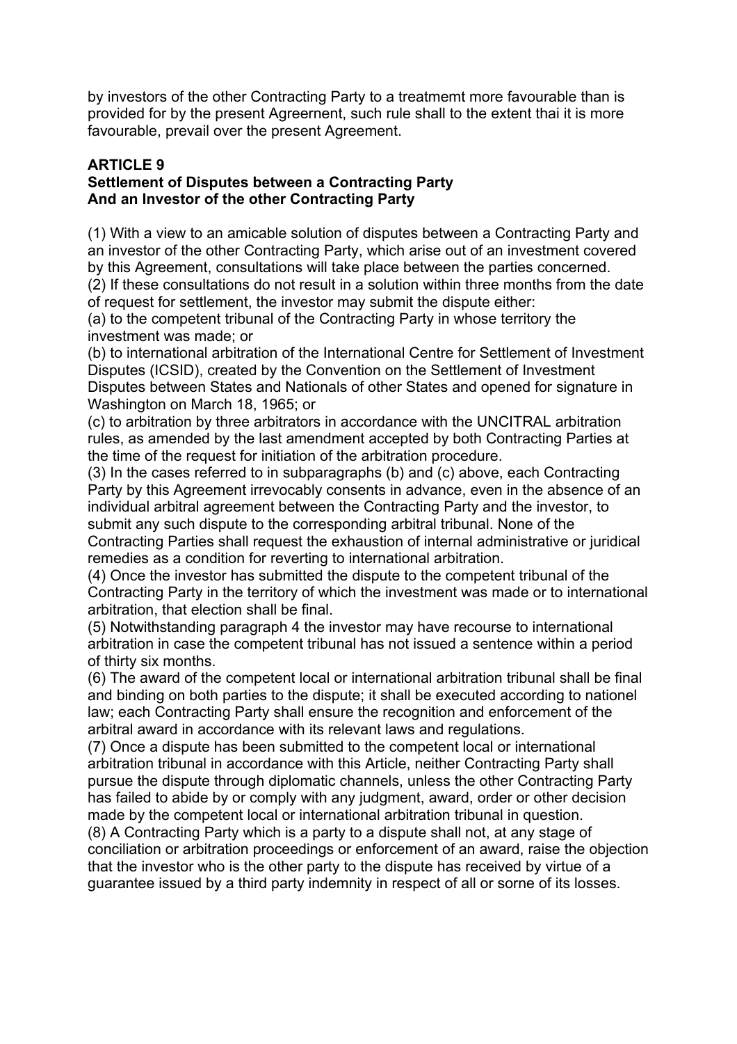by investors of the other Contracting Party to a treatmemt more favourable than is provided for by the present Agreernent, such rule shall to the extent thai it is more favourable, prevail over the present Agreement.

**ARTICLE 9**
**Settlement of Disputes between a Contracting Party And an Investor of the other Contracting Party**

(1) With a view to an amicable solution of disputes between a Contracting Party and an investor of the other Contracting Party, which arise out of an investment covered by this Agreement, consultations will take place between the parties concerned.
(2) If these consultations do not result in a solution within three months from the date of request for settlement, the investor may submit the dispute either:
(a) to the competent tribunal of the Contracting Party in whose territory the investment was made; or
(b) to international arbitration of the International Centre for Settlement of Investment Disputes (ICSID), created by the Convention on the Settlement of Investment Disputes between States and Nationals of other States and opened for signature in Washington on March 18, 1965; or
(c) to arbitration by three arbitrators in accordance with the UNCITRAL arbitration rules, as amended by the last amendment accepted by both Contracting Parties at the time of the request for initiation of the arbitration procedure.
(3) In the cases referred to in subparagraphs (b) and (c) above, each Contracting Party by this Agreement irrevocably consents in advance, even in the absence of an individual arbitral agreement between the Contracting Party and the investor, to submit any such dispute to the corresponding arbitral tribunal. None of the Contracting Parties shall request the exhaustion of internal administrative or juridical remedies as a condition for reverting to international arbitration.
(4) Once the investor has submitted the dispute to the competent tribunal of the Contracting Party in the territory of which the investment was made or to international arbitration, that election shall be final.
(5) Notwithstanding paragraph 4 the investor may have recourse to international arbitration in case the competent tribunal has not issued a sentence within a period of thirty six months.
(6) The award of the competent local or international arbitration tribunal shall be final and binding on both parties to the dispute; it shall be executed according to nationel law; each Contracting Party shall ensure the recognition and enforcement of the arbitral award in accordance with its relevant laws and regulations.
(7) Once a dispute has been submitted to the competent local or international arbitration tribunal in accordance with this Article, neither Contracting Party shall pursue the dispute through diplomatic channels, unless the other Contracting Party has failed to abide by or comply with any judgment, award, order or other decision made by the competent local or international arbitration tribunal in question.
(8) A Contracting Party which is a party to a dispute shall not, at any stage of conciliation or arbitration proceedings or enforcement of an award, raise the objection that the investor who is the other party to the dispute has received by virtue of a guarantee issued by a third party indemnity in respect of all or sorne of its losses.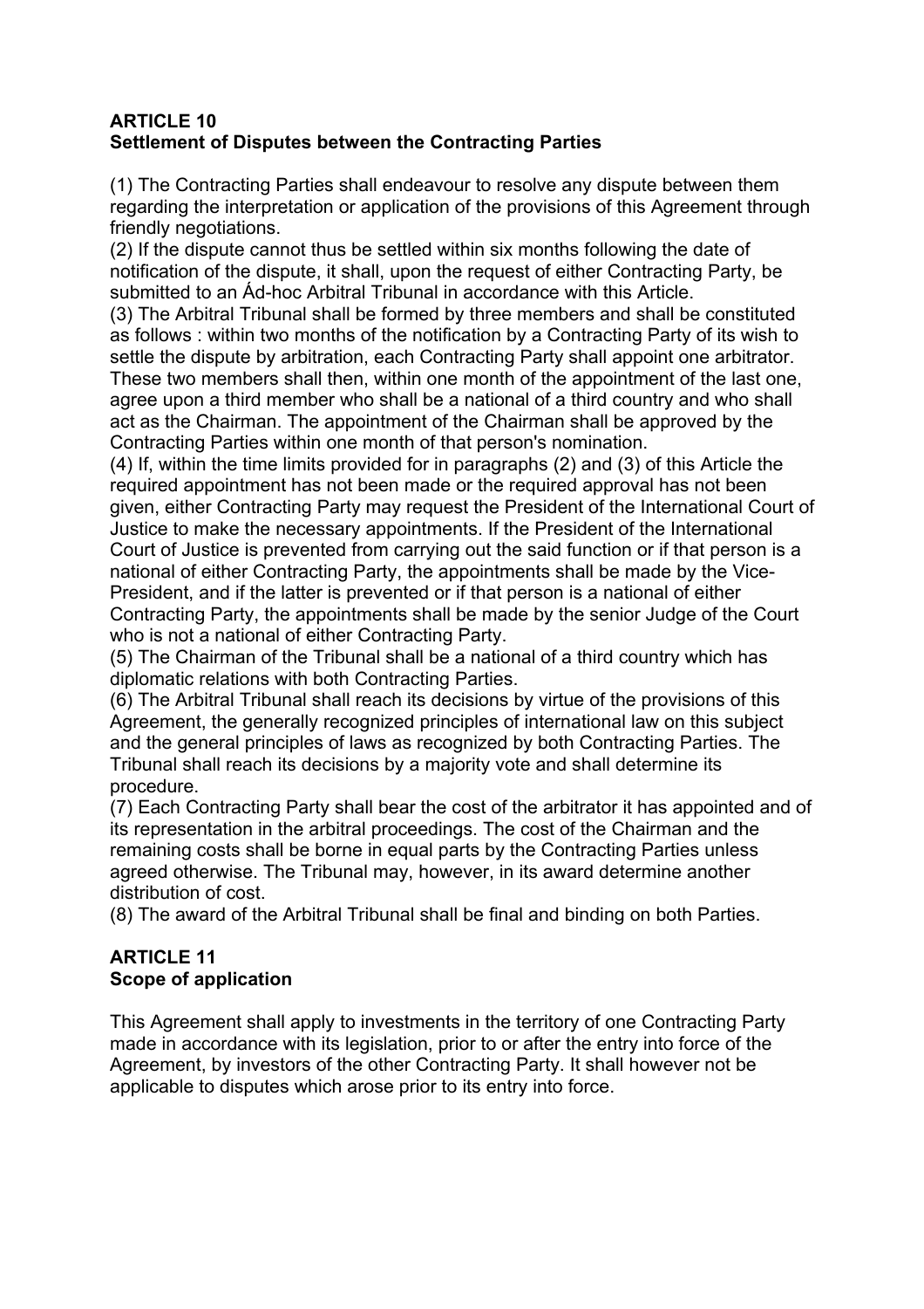## ARTICLE 10
## Settlement of Disputes between the Contracting Parties

(1) The Contracting Parties shall endeavour to resolve any dispute between them regarding the interpretation or application of the provisions of this Agreement through friendly negotiations.
(2) If the dispute cannot thus be settled within six months following the date of notification of the dispute, it shall, upon the request of either Contracting Party, be submitted to an Ád-hoc Arbitral Tribunal in accordance with this Article.
(3) The Arbitral Tribunal shall be formed by three members and shall be constituted as follows : within two months of the notification by a Contracting Party of its wish to settle the dispute by arbitration, each Contracting Party shall appoint one arbitrator. These two members shall then, within one month of the appointment of the last one, agree upon a third member who shall be a national of a third country and who shall act as the Chairman. The appointment of the Chairman shall be approved by the Contracting Parties within one month of that person's nomination.
(4) If, within the time limits provided for in paragraphs (2) and (3) of this Article the required appointment has not been made or the required approval has not been given, either Contracting Party may request the President of the International Court of Justice to make the necessary appointments. If the President of the International Court of Justice is prevented from carrying out the said function or if that person is a national of either Contracting Party, the appointments shall be made by the Vice-President, and if the latter is prevented or if that person is a national of either Contracting Party, the appointments shall be made by the senior Judge of the Court who is not a national of either Contracting Party.
(5) The Chairman of the Tribunal shall be a national of a third country which has diplomatic relations with both Contracting Parties.
(6) The Arbitral Tribunal shall reach its decisions by virtue of the provisions of this Agreement, the generally recognized principles of international law on this subject and the general principles of laws as recognized by both Contracting Parties. The Tribunal shall reach its decisions by a majority vote and shall determine its procedure.
(7) Each Contracting Party shall bear the cost of the arbitrator it has appointed and of its representation in the arbitral proceedings. The cost of the Chairman and the remaining costs shall be borne in equal parts by the Contracting Parties unless agreed otherwise. The Tribunal may, however, in its award determine another distribution of cost.
(8) The award of the Arbitral Tribunal shall be final and binding on both Parties.

## ARTICLE 11
## Scope of application

This Agreement shall apply to investments in the territory of one Contracting Party made in accordance with its legislation, prior to or after the entry into force of the Agreement, by investors of the other Contracting Party. It shall however not be applicable to disputes which arose prior to its entry into force.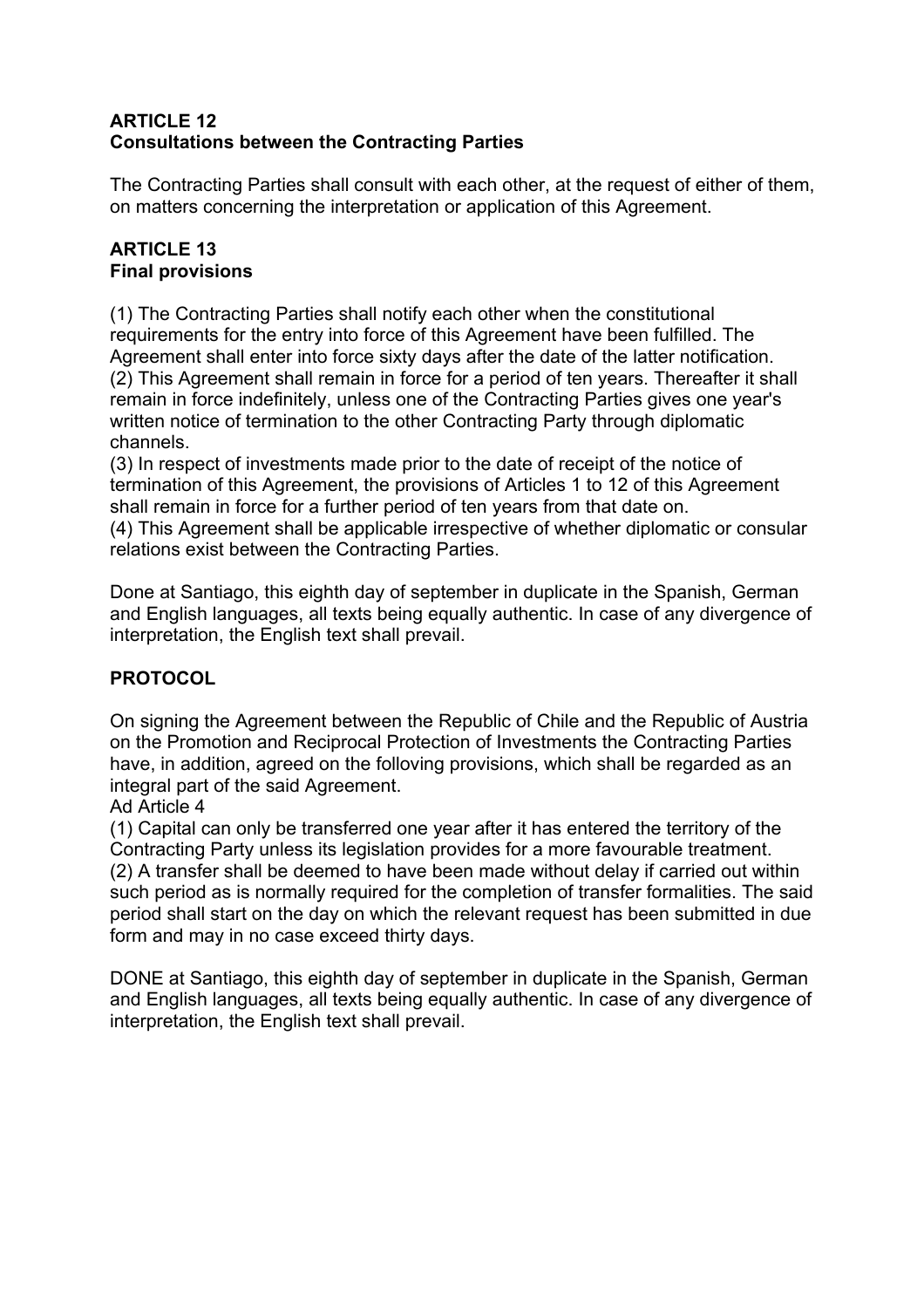**ARTICLE 12**
**Consultations between the Contracting Parties**

The Contracting Parties shall consult with each other, at the request of either of them, on matters concerning the interpretation or application of this Agreement.

**ARTICLE 13**
**Final provisions**

(1) The Contracting Parties shall notify each other when the constitutional requirements for the entry into force of this Agreement have been fulfilled. The Agreement shall enter into force sixty days after the date of the latter notification.
(2) This Agreement shall remain in force for a period of ten years. Thereafter it shall remain in force indefinitely, unless one of the Contracting Parties gives one year's written notice of termination to the other Contracting Party through diplomatic channels.
(3) In respect of investments made prior to the date of receipt of the notice of termination of this Agreement, the provisions of Articles 1 to 12 of this Agreement shall remain in force for a further period of ten years from that date on.
(4) This Agreement shall be applicable irrespective of whether diplomatic or consular relations exist between the Contracting Parties.

Done at Santiago, this eighth day of september in duplicate in the Spanish, German and English languages, all texts being equally authentic. In case of any divergence of interpretation, the English text shall prevail.

**PROTOCOL**

On signing the Agreement between the Republic of Chile and the Republic of Austria on the Promotion and Reciprocal Protection of Investments the Contracting Parties have, in addition, agreed on the folloving provisions, which shall be regarded as an integral part of the said Agreement.
Ad Article 4
(1) Capital can only be transferred one year after it has entered the territory of the Contracting Party unless its legislation provides for a more favourable treatment.
(2) A transfer shall be deemed to have been made without delay if carried out within such period as is normally required for the completion of transfer formalities. The said period shall start on the day on which the relevant request has been submitted in due form and may in no case exceed thirty days.

DONE at Santiago, this eighth day of september in duplicate in the Spanish, German and English languages, all texts being equally authentic. In case of any divergence of interpretation, the English text shall prevail.